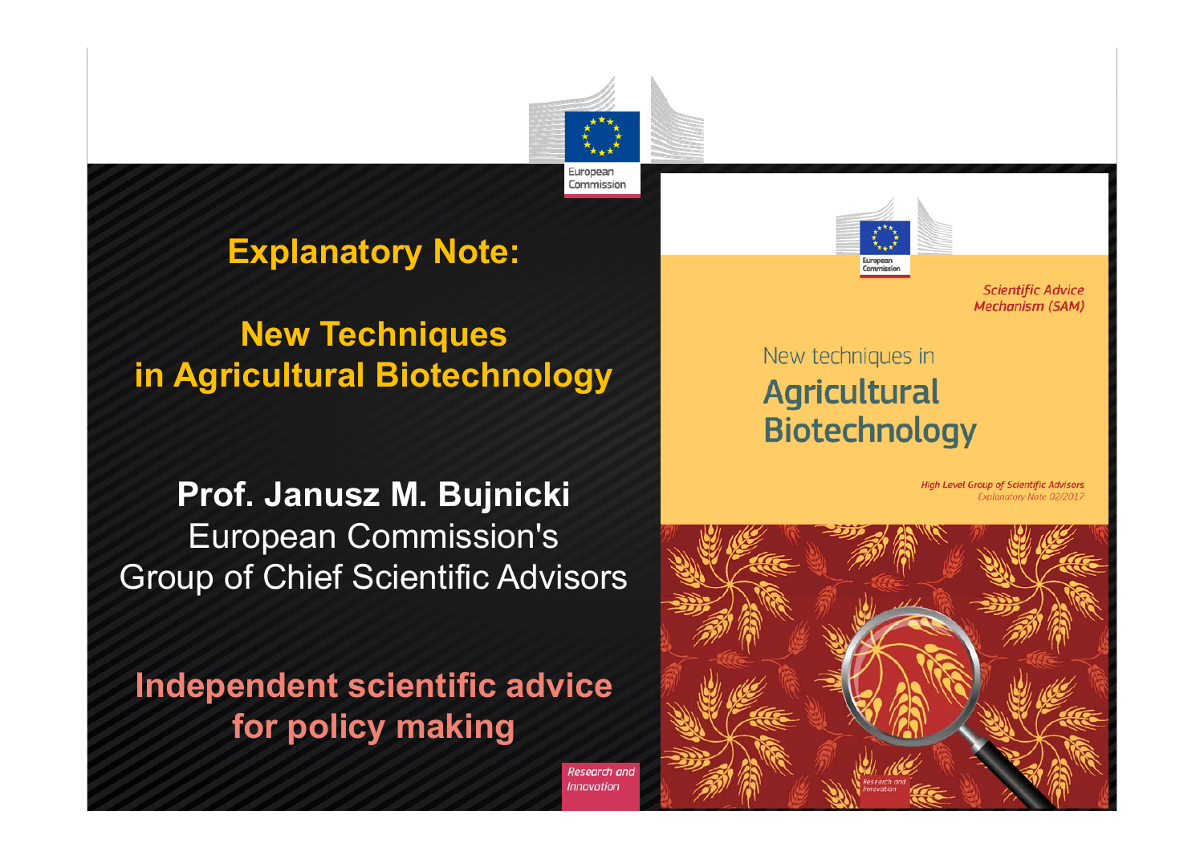European Commission

# Explanatory Note:

## New Techniques in Agricultural Biotechnology

**Prof. Janusz M. Bujnicki**
European Commission's
Group of Chief Scientific Advisors

**Independent scientific advice for policy making**

*Research and Innovation*

European Commission

*Scientific Advice Mechanism (SAM)*

New techniques in
**Agricultural Biotechnology**

*High Level Group of Scientific Advisors*
*Explanatory Note 02/2017*

*Research and Innovation*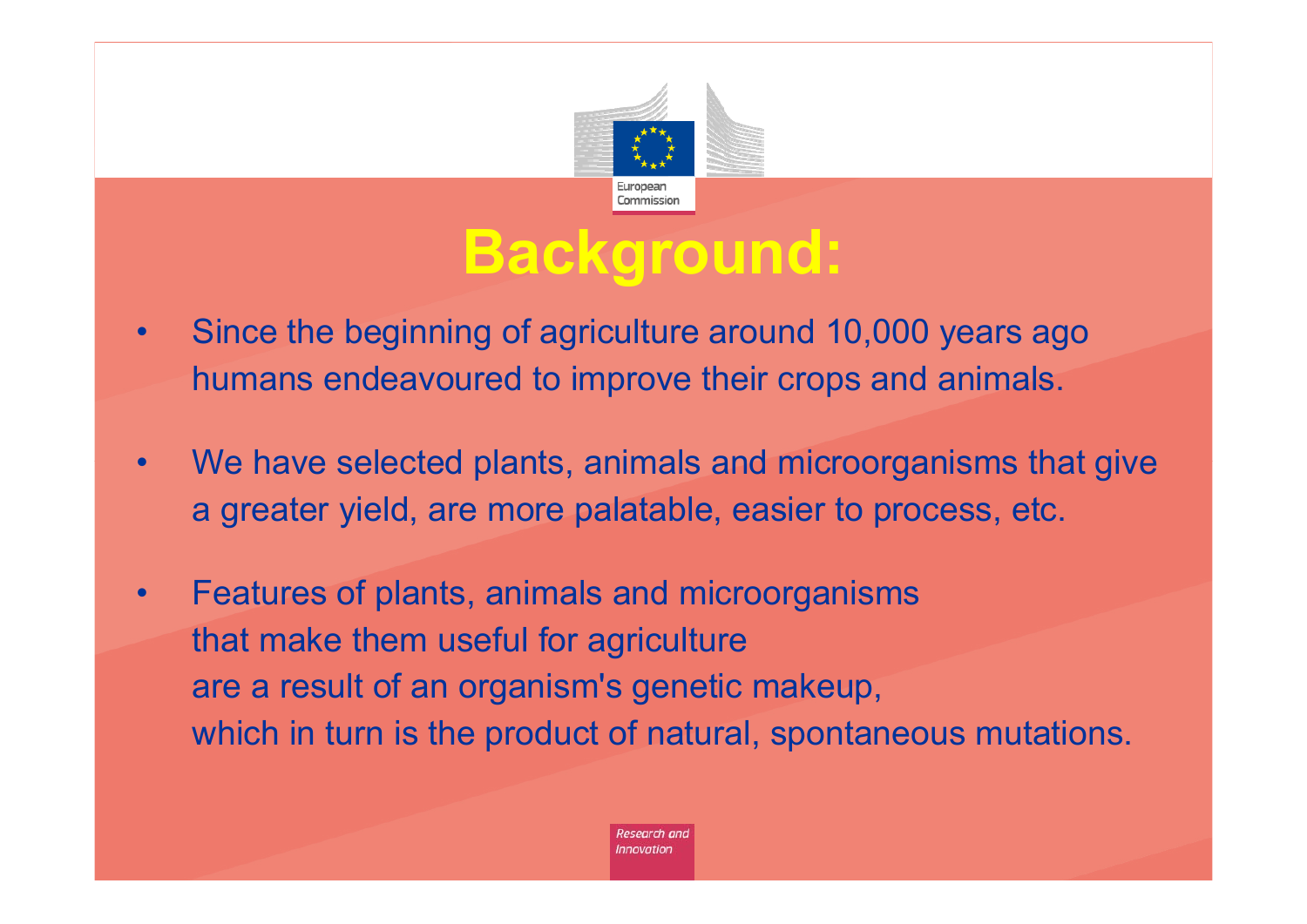# Background:

- Since the beginning of agriculture around 10,000 years ago humans endeavoured to improve their crops and animals.
- We have selected plants, animals and microorganisms that give a greater yield, are more palatable, easier to process, etc.
- Features of plants, animals and microorganisms that make them useful for agriculture are a result of an organism's genetic makeup, which in turn is the product of natural, spontaneous mutations.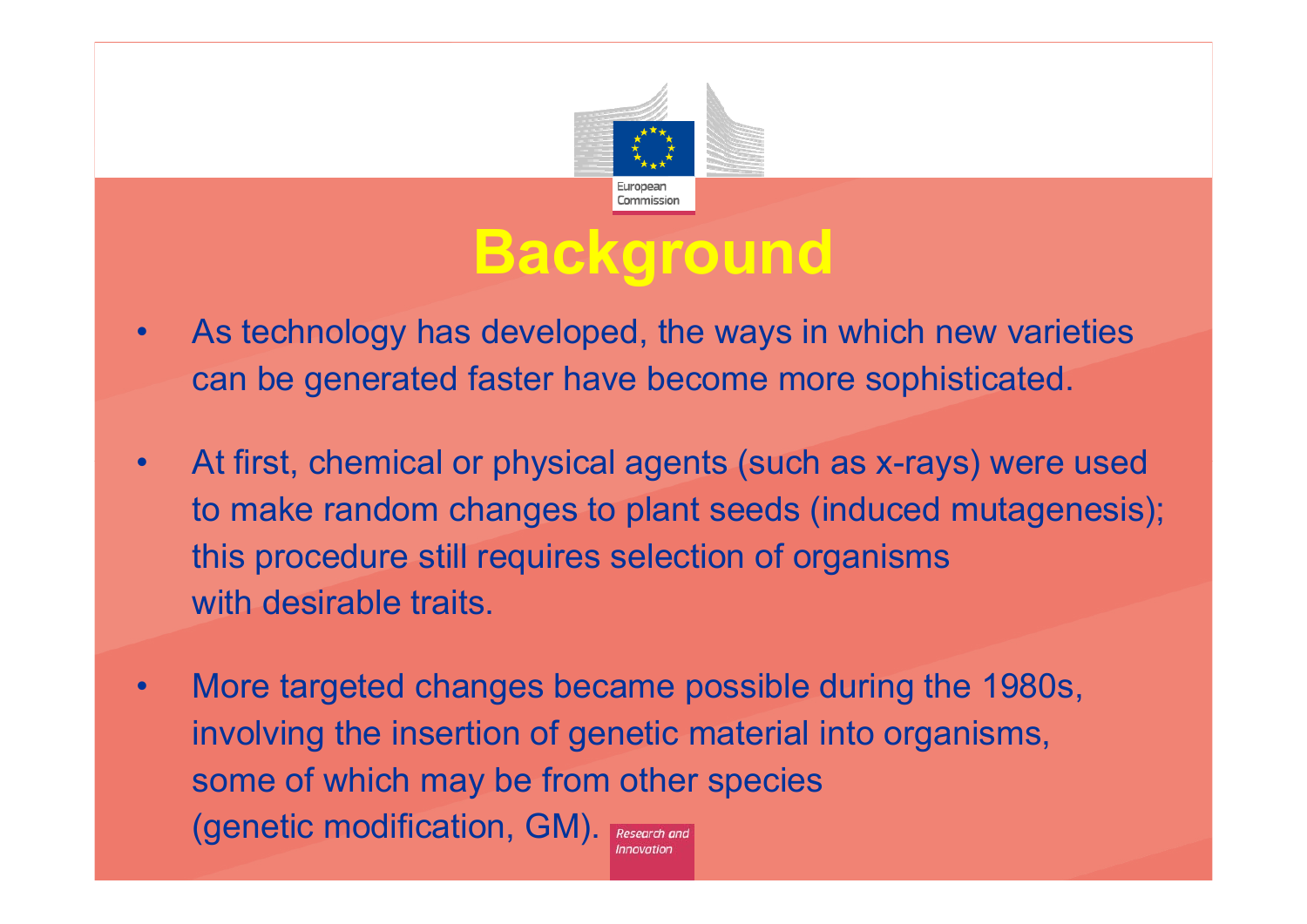# Background

- As technology has developed, the ways in which new varieties can be generated faster have become more sophisticated.
- At first, chemical or physical agents (such as x-rays) were used to make random changes to plant seeds (induced mutagenesis); this procedure still requires selection of organisms with desirable traits.
- More targeted changes became possible during the 1980s, involving the insertion of genetic material into organisms, some of which may be from other species (genetic modification, GM).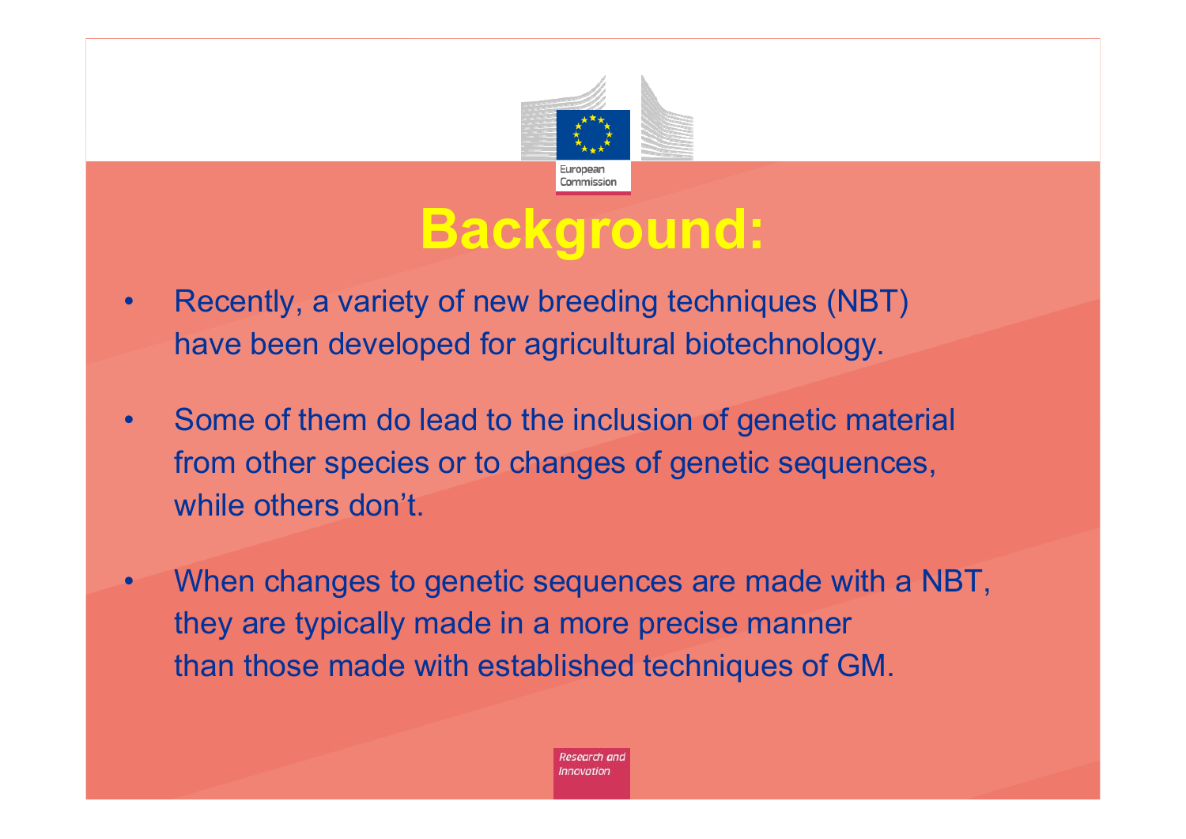# Background:

- Recently, a variety of new breeding techniques (NBT) have been developed for agricultural biotechnology.
- Some of them do lead to the inclusion of genetic material from other species or to changes of genetic sequences, while others don't.
- When changes to genetic sequences are made with a NBT, they are typically made in a more precise manner than those made with established techniques of GM.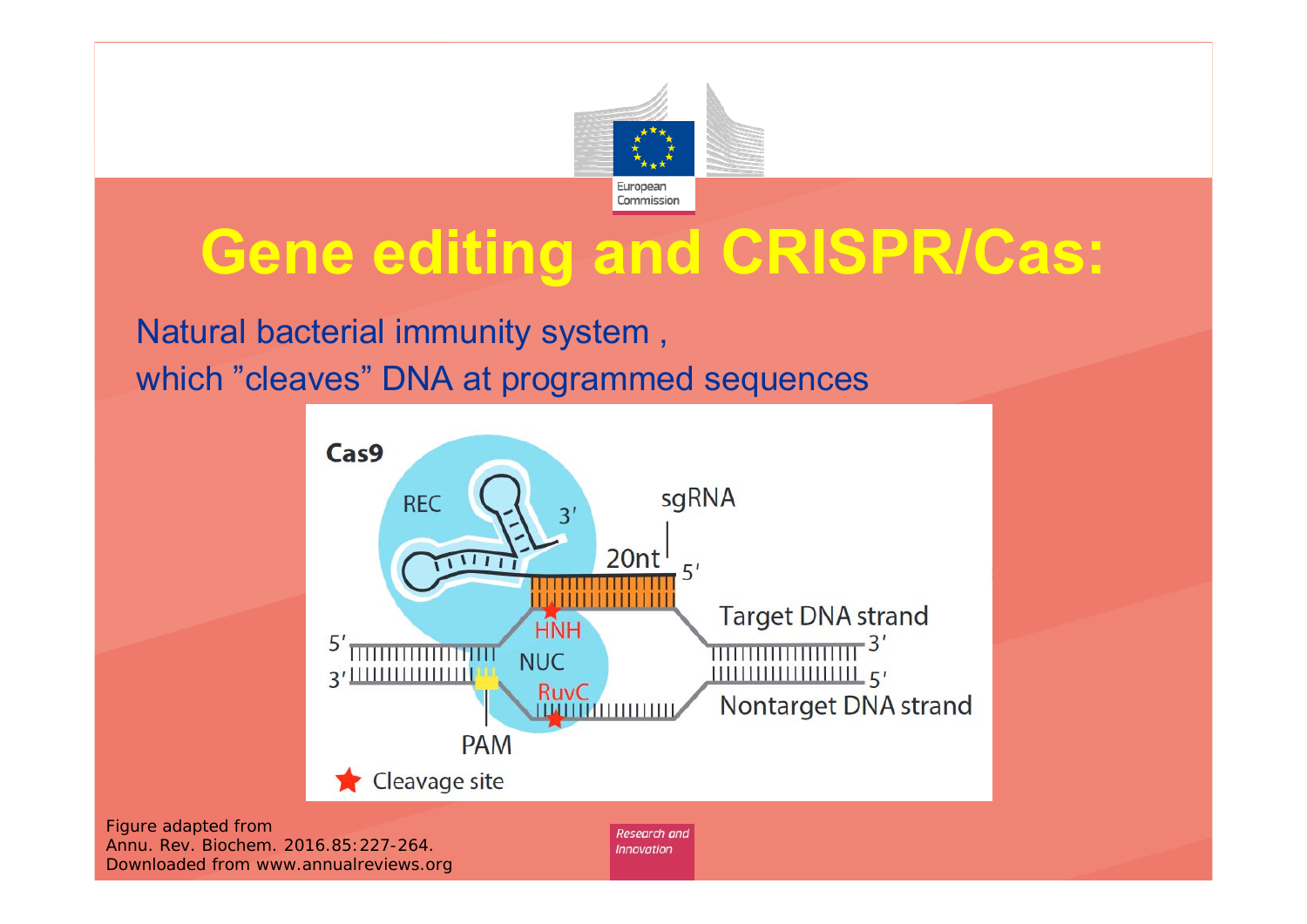# Gene editing and CRISPR/Cas:

Natural bacterial immunity system ,
which "cleaves" DNA at programmed sequences

Figure adapted from
Annu. Rev. Biochem. 2016.85:227-264.
Downloaded from www.annualreviews.org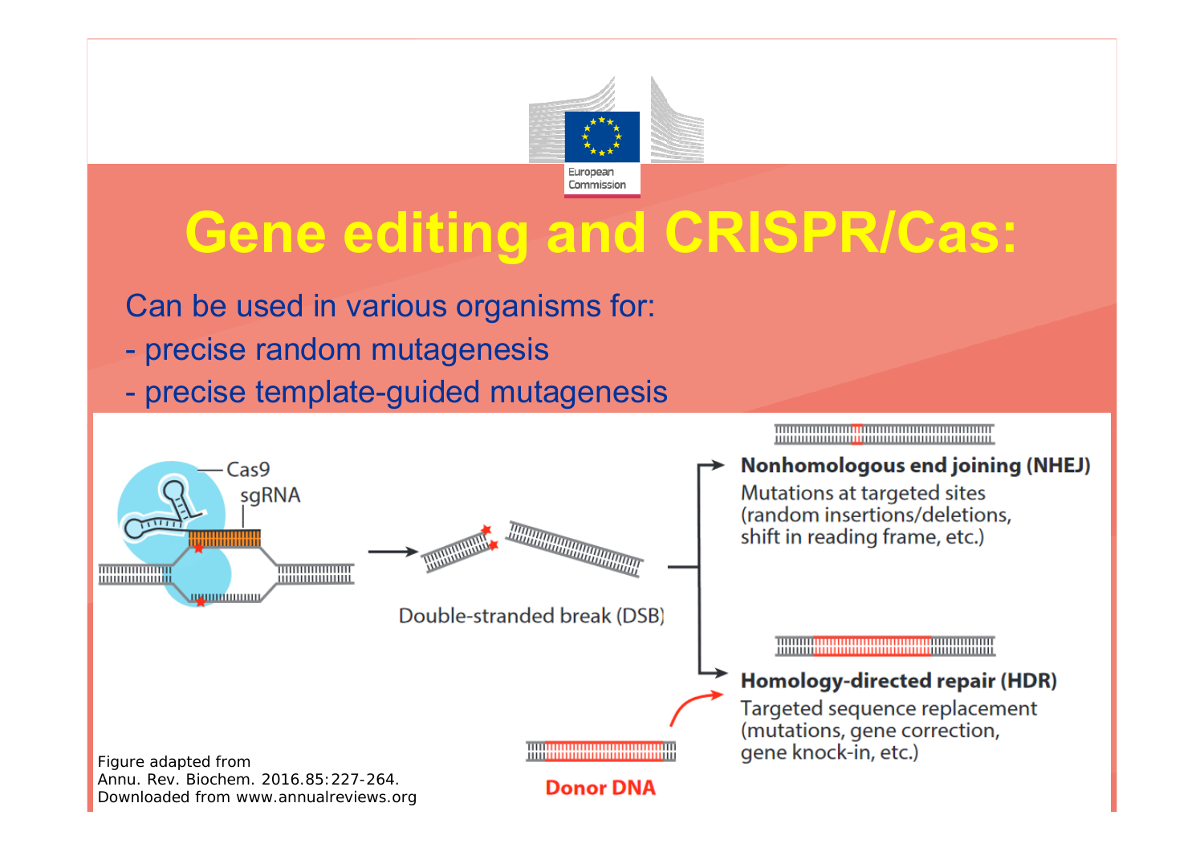# Gene editing and CRISPR/Cas:

Can be used in various organisms for:

- precise random mutagenesis
- precise template-guided mutagenesis

Cas9

sgRNA

Double-stranded break (DSB)

**Nonhomologous end joining (NHEJ)**

Mutations at targeted sites (random insertions/deletions, shift in reading frame, etc.)

**Homology-directed repair (HDR)**

Targeted sequence replacement (mutations, gene correction, gene knock-in, etc.)

**Donor DNA**

Figure adapted from
Annu. Rev. Biochem. 2016.85:227-264.
Downloaded from www.annualreviews.org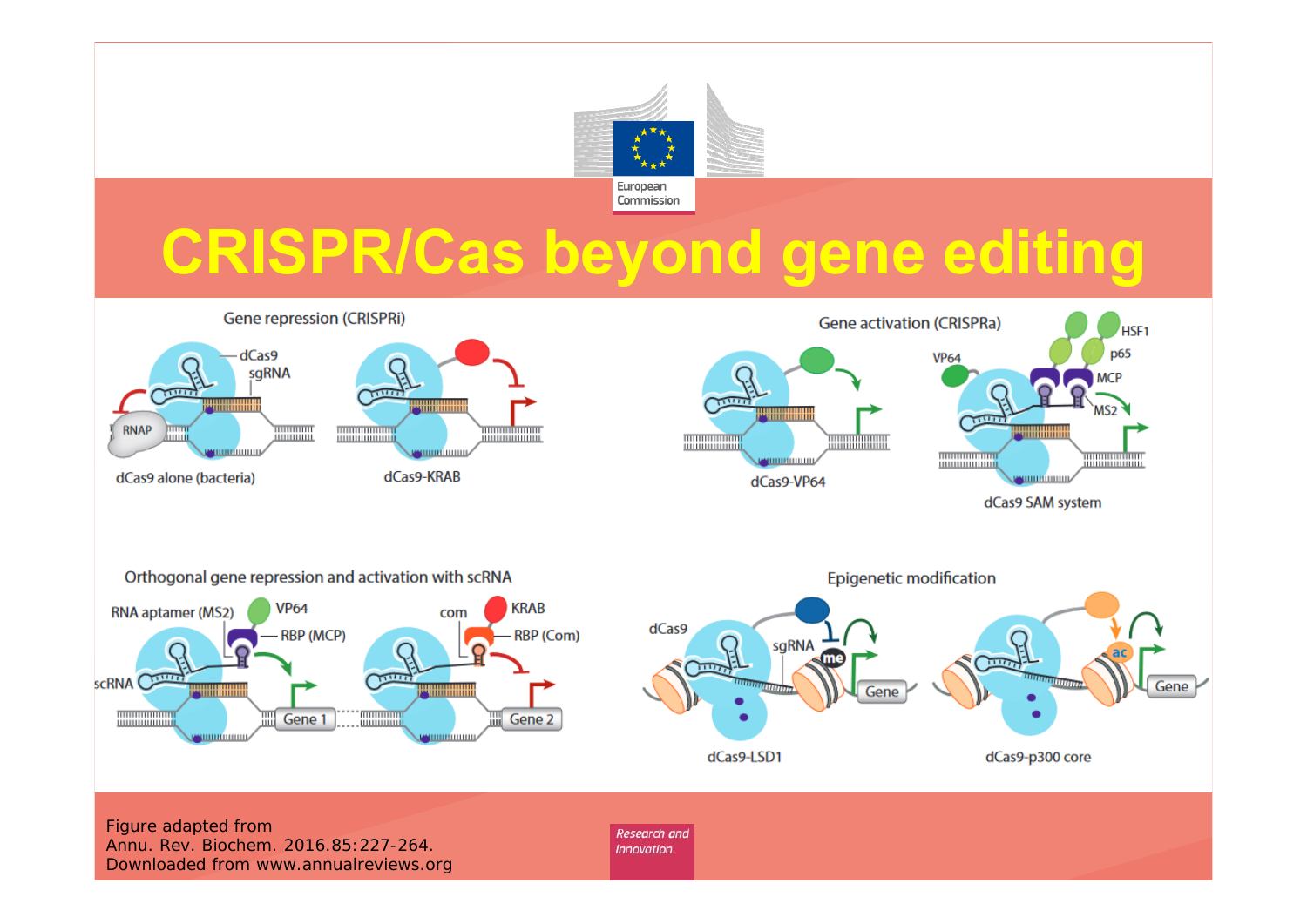# CRISPR/Cas beyond gene editing

Gene repression (CRISPRi)

dCas9 alone (bacteria)

dCas9-KRAB

Gene activation (CRISPRa)

dCas9-VP64

dCas9 SAM system

Orthogonal gene repression and activation with scRNA

Epigenetic modification

dCas9-LSD1

dCas9-p300 core

Figure adapted from
Annu. Rev. Biochem. 2016.85:227-264.
Downloaded from www.annualreviews.org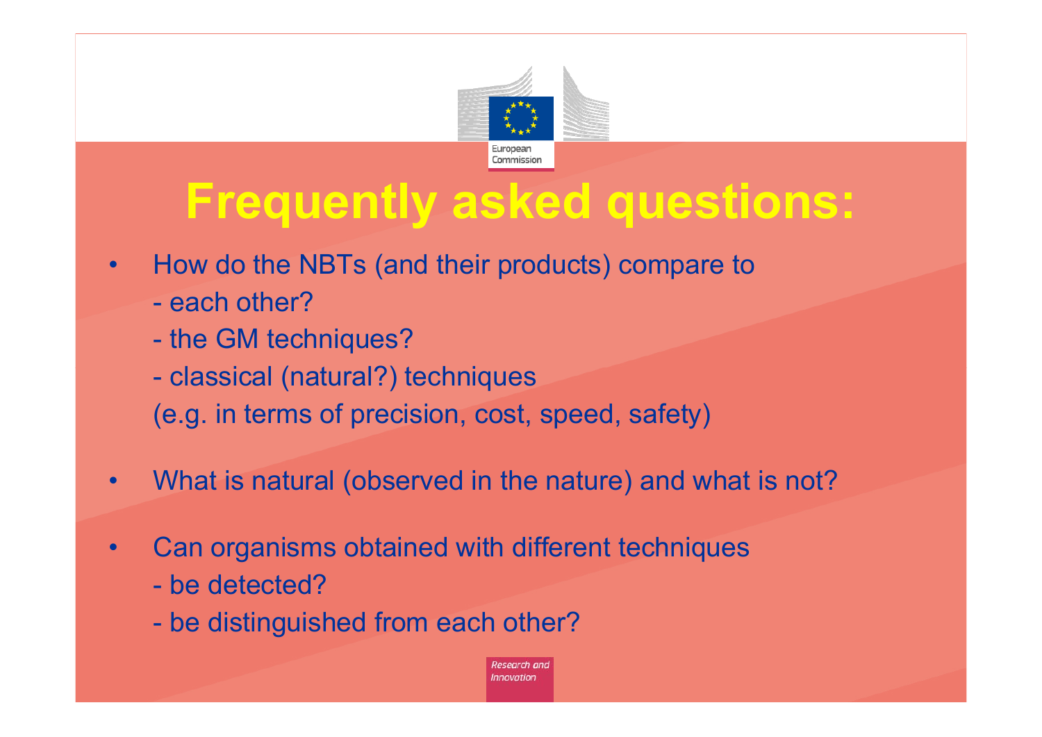# Frequently asked questions:

- How do the NBTs (and their products) compare to
  - each other?
  - the GM techniques?
  - classical (natural?) techniques

  (e.g. in terms of precision, cost, speed, safety)
- What is natural (observed in the nature) and what is not?
- Can organisms obtained with different techniques
  - be detected?
  - be distinguished from each other?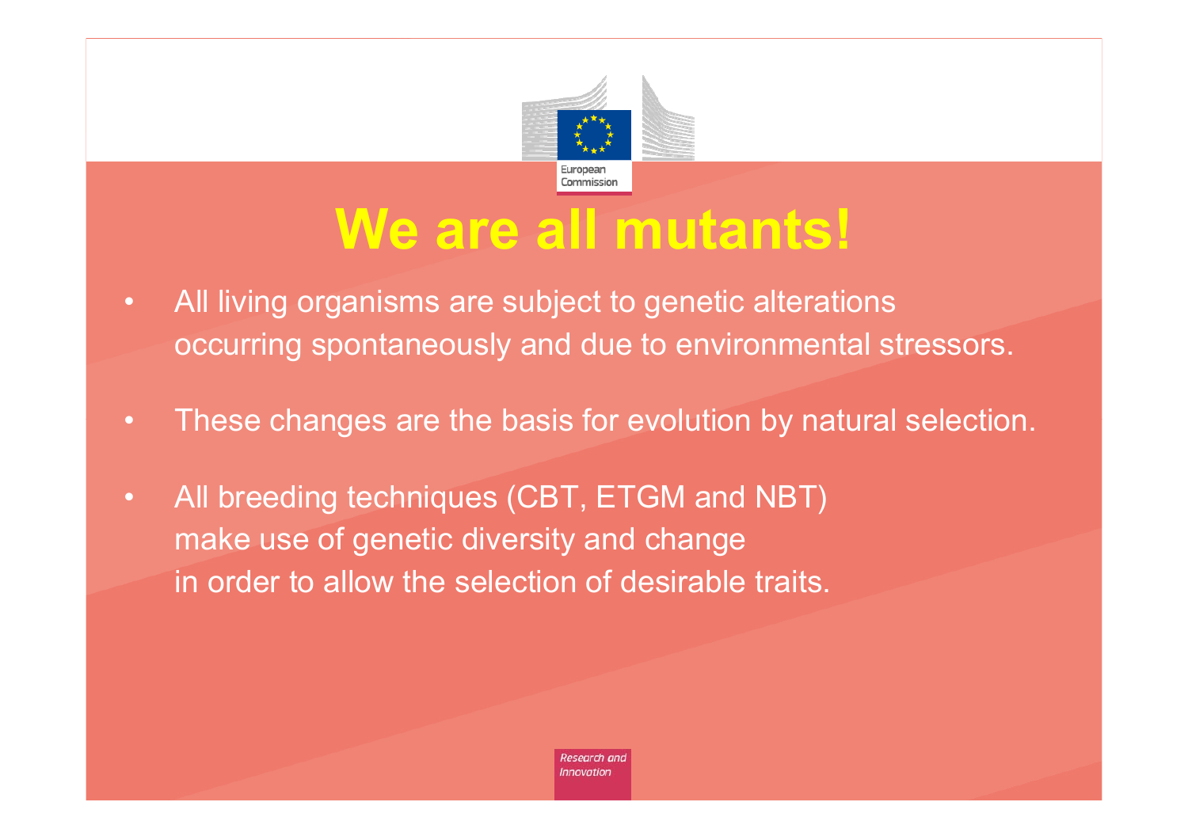# We are all mutants!

- All living organisms are subject to genetic alterations occurring spontaneously and due to environmental stressors.
- These changes are the basis for evolution by natural selection.
- All breeding techniques (CBT, ETGM and NBT) make use of genetic diversity and change in order to allow the selection of desirable traits.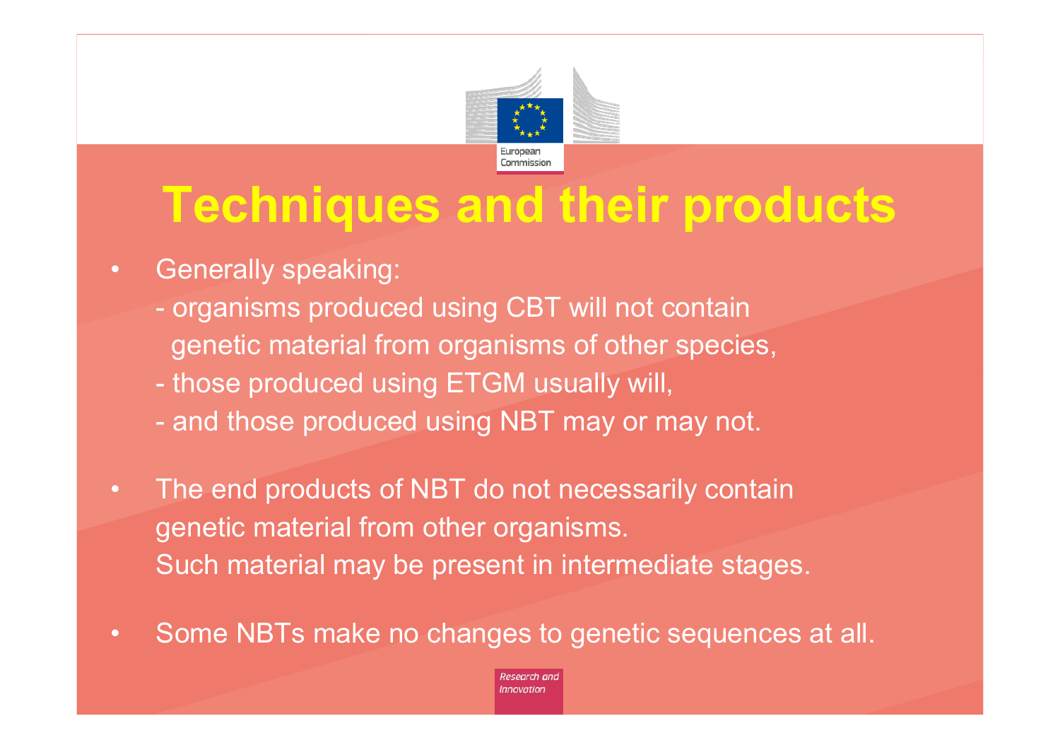# Techniques and their products

- Generally speaking:
  - organisms produced using CBT will not contain genetic material from organisms of other species,
  - those produced using ETGM usually will,
  - and those produced using NBT may or may not.
- The end products of NBT do not necessarily contain genetic material from other organisms. Such material may be present in intermediate stages.
- Some NBTs make no changes to genetic sequences at all.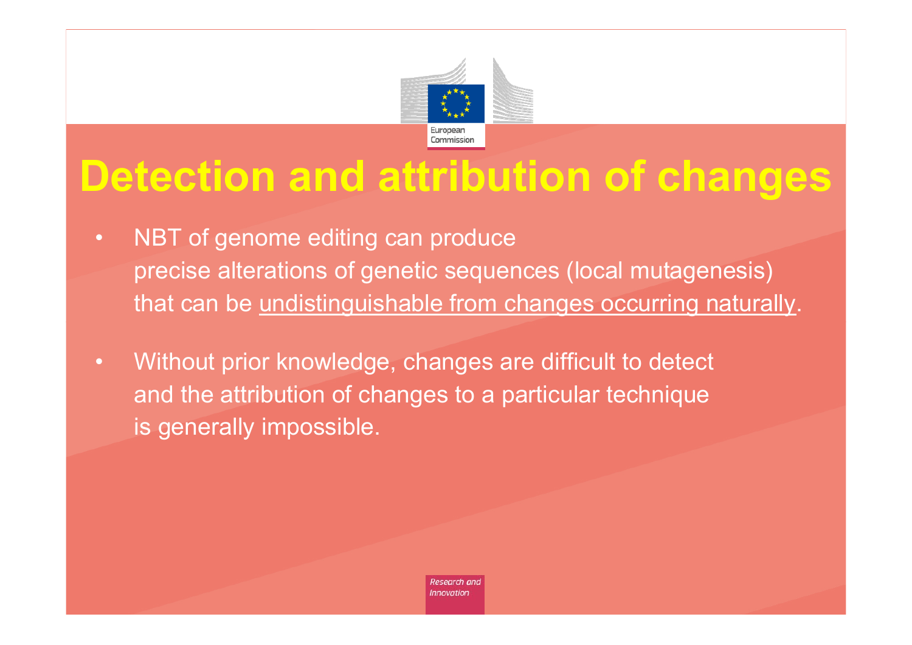# Detection and attribution of changes

- NBT of genome editing can produce precise alterations of genetic sequences (local mutagenesis) that can be <u>undistinguishable from changes occurring naturally</u>.
- Without prior knowledge, changes are difficult to detect and the attribution of changes to a particular technique is generally impossible.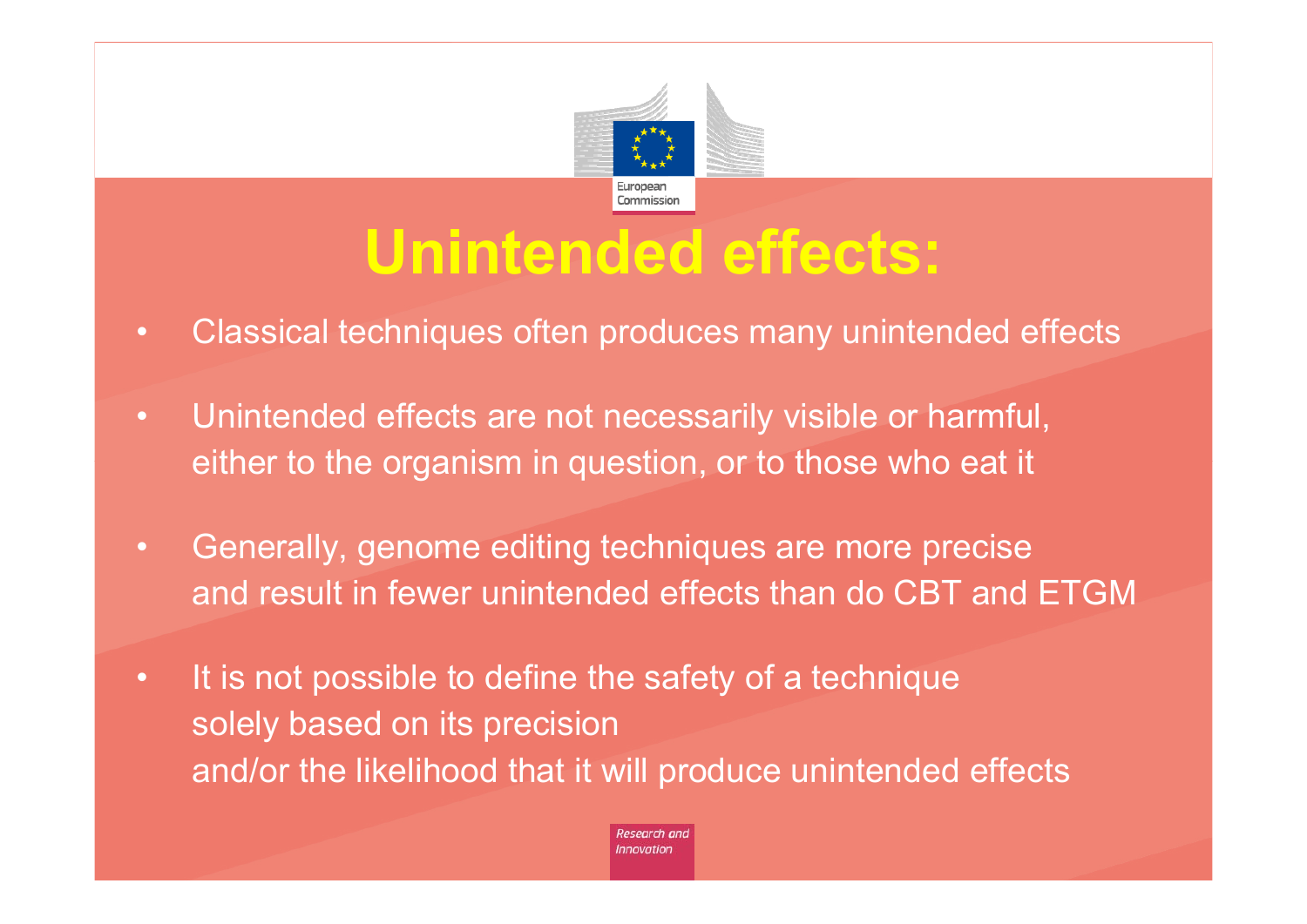# Unintended effects:

- Classical techniques often produces many unintended effects
- Unintended effects are not necessarily visible or harmful, either to the organism in question, or to those who eat it
- Generally, genome editing techniques are more precise and result in fewer unintended effects than do CBT and ETGM
- It is not possible to define the safety of a technique solely based on its precision and/or the likelihood that it will produce unintended effects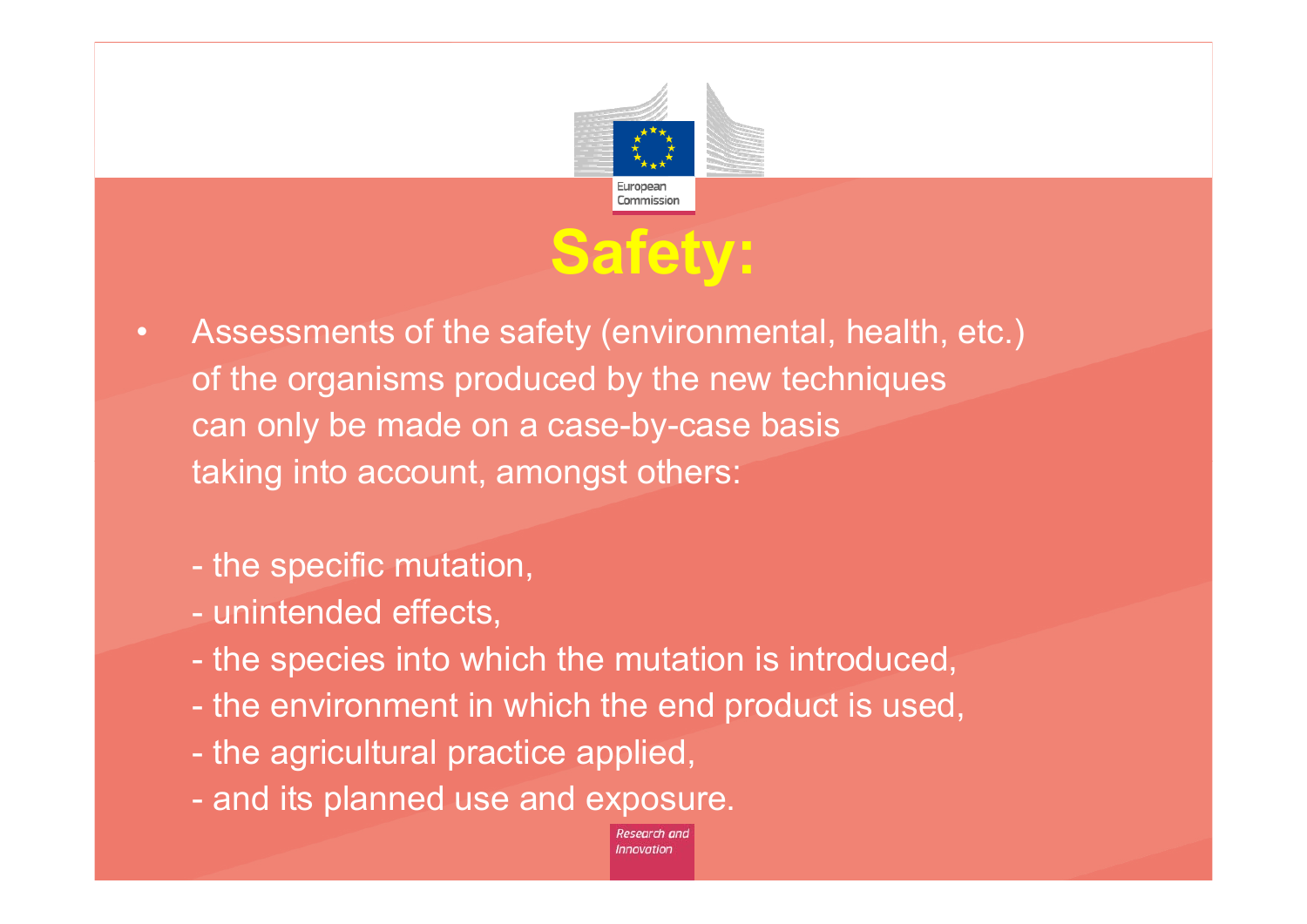# Safety:

- Assessments of the safety (environmental, health, etc.) of the organisms produced by the new techniques can only be made on a case-by-case basis taking into account, amongst others:

  - the specific mutation,
  - unintended effects,
  - the species into which the mutation is introduced,
  - the environment in which the end product is used,
  - the agricultural practice applied,
  - and its planned use and exposure.